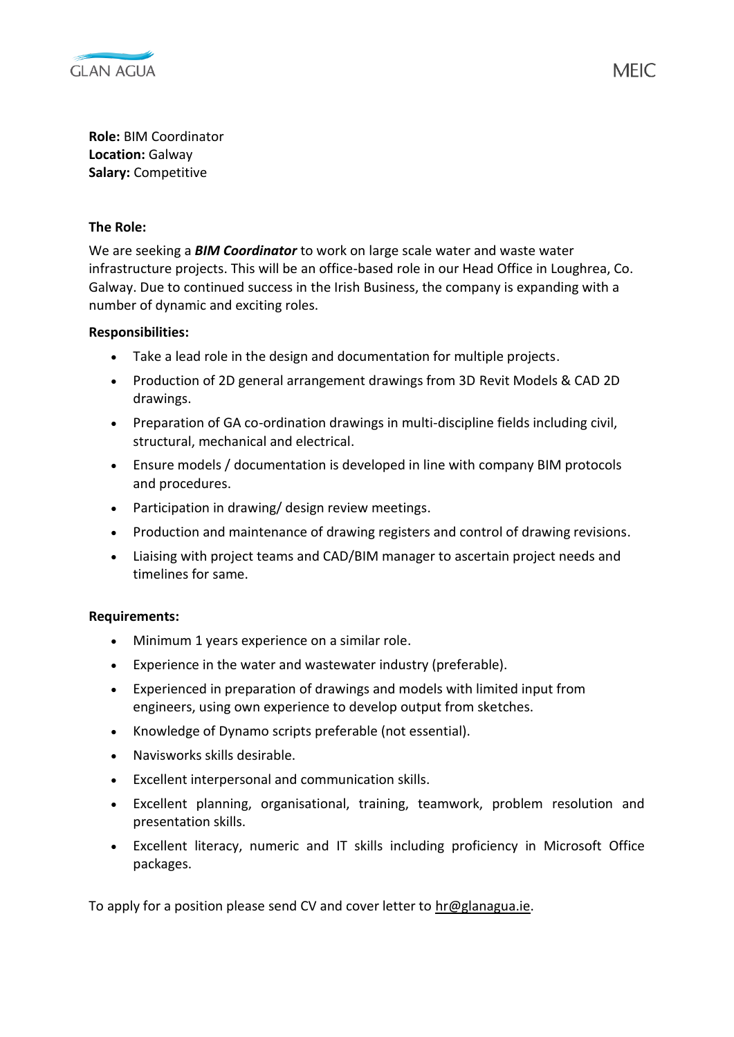**Role:** BIM Coordinator
**Location:** Galway
**Salary:** Competitive

**The Role:**

We are seeking a ***BIM Coordinator*** to work on large scale water and waste water infrastructure projects. This will be an office-based role in our Head Office in Loughrea, Co. Galway. Due to continued success in the Irish Business, the company is expanding with a number of dynamic and exciting roles.

**Responsibilities:**

- Take a lead role in the design and documentation for multiple projects.
- Production of 2D general arrangement drawings from 3D Revit Models & CAD 2D drawings.
- Preparation of GA co-ordination drawings in multi-discipline fields including civil, structural, mechanical and electrical.
- Ensure models / documentation is developed in line with company BIM protocols and procedures.
- Participation in drawing/ design review meetings.
- Production and maintenance of drawing registers and control of drawing revisions.
- Liaising with project teams and CAD/BIM manager to ascertain project needs and timelines for same.

**Requirements:**

- Minimum 1 years experience on a similar role.
- Experience in the water and wastewater industry (preferable).
- Experienced in preparation of drawings and models with limited input from engineers, using own experience to develop output from sketches.
- Knowledge of Dynamo scripts preferable (not essential).
- Navisworks skills desirable.
- Excellent interpersonal and communication skills.
- Excellent planning, organisational, training, teamwork, problem resolution and presentation skills.
- Excellent literacy, numeric and IT skills including proficiency in Microsoft Office packages.

To apply for a position please send CV and cover letter to hr@glanagua.ie.